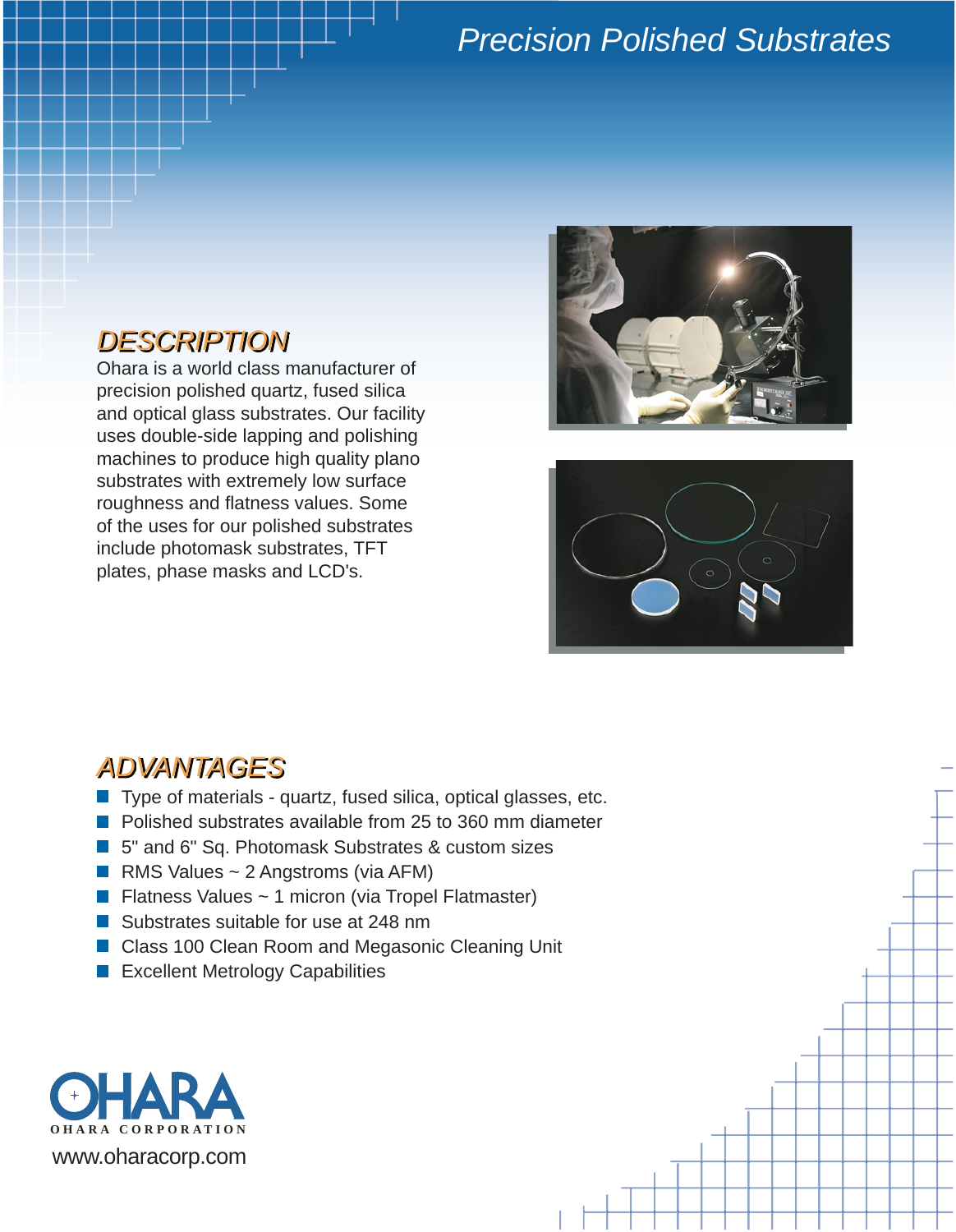# Precision Polished Substrates

## DESCRIPTION

Ohara is a world class manufacturer of precision polished quartz, fused silica and optical glass substrates. Our facility uses double-side lapping and polishing machines to produce high quality plano substrates with extremely low surface roughness and flatness values. Some of the uses for our polished substrates include photomask substrates, TFT plates, phase masks and LCD's.

## ADVANTAGES

- Type of materials - quartz, fused silica, optical glasses, etc.
- Polished substrates available from 25 to 360 mm diameter
- 5" and 6" Sq. Photomask Substrates & custom sizes
- RMS Values ~ 2 Angstroms (via AFM)
- Flatness Values ~ 1 micron (via Tropel Flatmaster)
- Substrates suitable for use at 248 nm
- Class 100 Clean Room and Megasonic Cleaning Unit
- Excellent Metrology Capabilities

OHARA

OHARA CORPORATION

www.oharacorp.com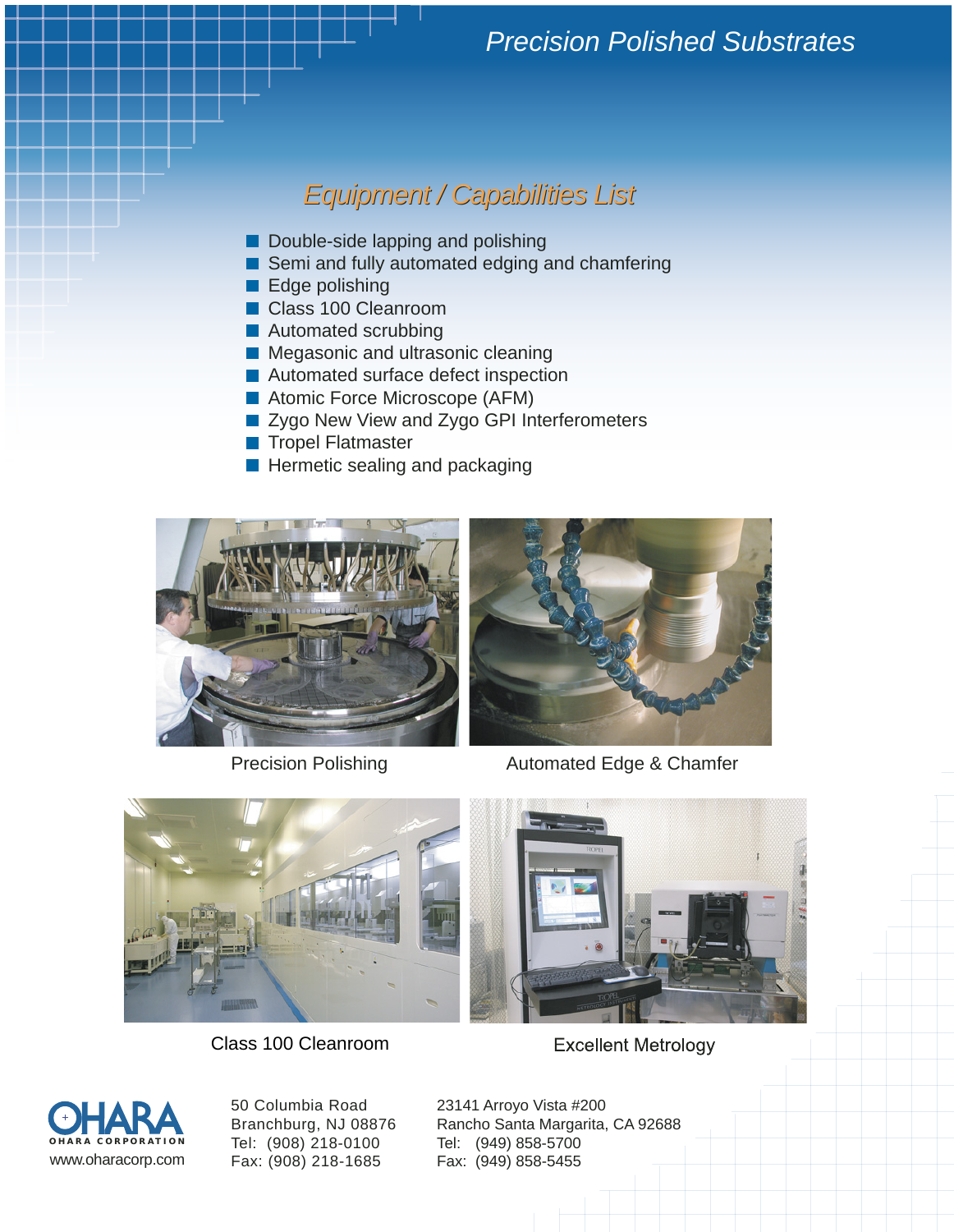# Precision Polished Substrates

## Equipment / Capabilities List

- Double-side lapping and polishing
- Semi and fully automated edging and chamfering
- Edge polishing
- Class 100 Cleanroom
- Automated scrubbing
- Megasonic and ultrasonic cleaning
- Automated surface defect inspection
- Atomic Force Microscope (AFM)
- Zygo New View and Zygo GPI Interferometers
- Tropel Flatmaster
- Hermetic sealing and packaging

Precision Polishing

Automated Edge & Chamfer

Class 100 Cleanroom

Excellent Metrology

OHARA
OHARA CORPORATION
www.oharacorp.com

50 Columbia Road
Branchburg, NJ 08876
Tel: (908) 218-0100
Fax: (908) 218-1685

23141 Arroyo Vista #200
Rancho Santa Margarita, CA 92688
Tel: (949) 858-5700
Fax: (949) 858-5455